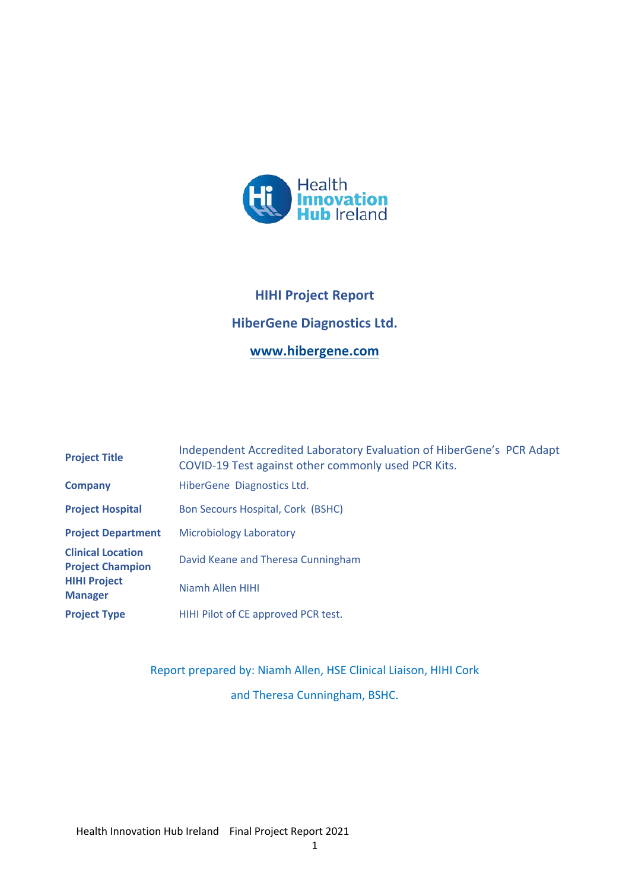**HIHI Project Report**

**HiberGene Diagnostics Ltd.**

**www.hibergene.com**

| | |
|---|---|
| **Project Title** | Independent Accredited Laboratory Evaluation of HiberGene's PCR Adapt COVID-19 Test against other commonly used PCR Kits. |
| **Company** | HiberGene Diagnostics Ltd. |
| **Project Hospital** | Bon Secours Hospital, Cork (BSHC) |
| **Project Department** | Microbiology Laboratory |
| **Clinical Location Project Champion** | David Keane and Theresa Cunningham |
| **HIHI Project Manager** | Niamh Allen HIHI |
| **Project Type** | HIHI Pilot of CE approved PCR test. |

Report prepared by: Niamh Allen, HSE Clinical Liaison, HIHI Cork and Theresa Cunningham, BSHC.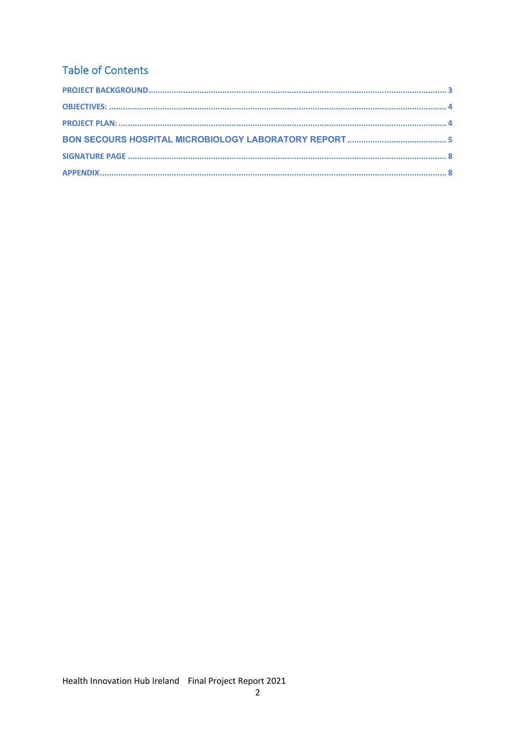## Table of Contents

PROJECT BACKGROUND ............................................................................................................................ 3

OBJECTIVES: ............................................................................................................................................ 4

PROJECT PLAN: ........................................................................................................................................ 4

BON SECOURS HOSPITAL MICROBIOLOGY LABORATORY REPORT ........................................... 5

SIGNATURE PAGE .................................................................................................................................... 8

APPENDIX ................................................................................................................................................. 8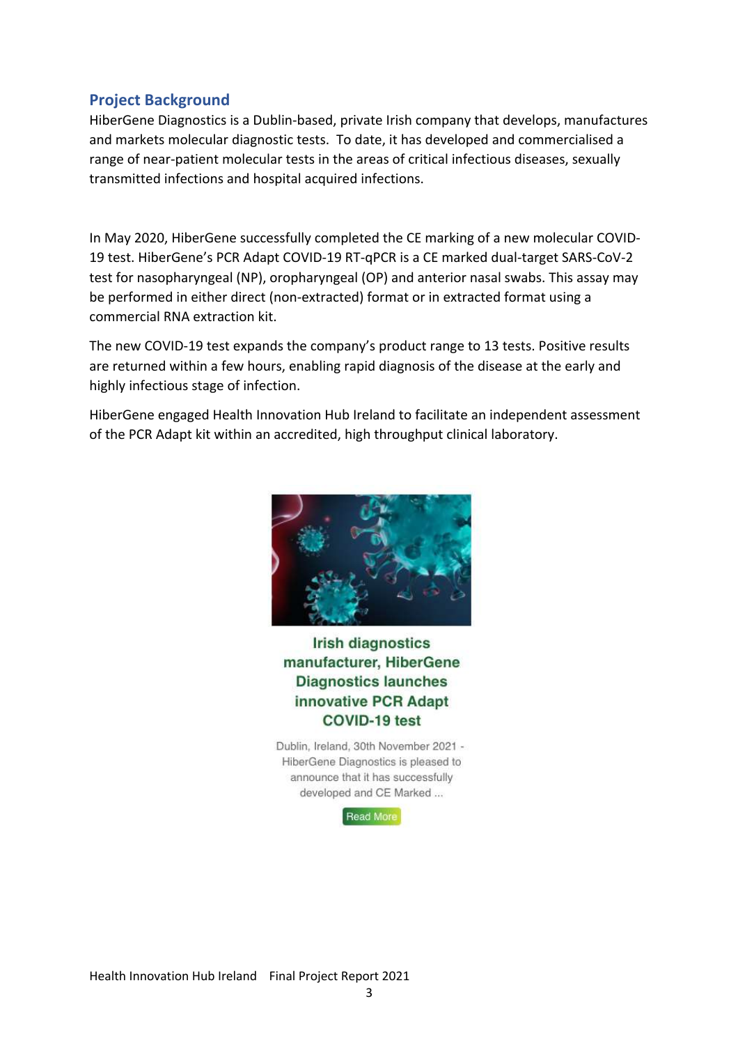## Project Background

HiberGene Diagnostics is a Dublin-based, private Irish company that develops, manufactures and markets molecular diagnostic tests. To date, it has developed and commercialised a range of near-patient molecular tests in the areas of critical infectious diseases, sexually transmitted infections and hospital acquired infections.

In May 2020, HiberGene successfully completed the CE marking of a new molecular COVID-19 test. HiberGene's PCR Adapt COVID-19 RT-qPCR is a CE marked dual-target SARS-CoV-2 test for nasopharyngeal (NP), oropharyngeal (OP) and anterior nasal swabs. This assay may be performed in either direct (non-extracted) format or in extracted format using a commercial RNA extraction kit.

The new COVID-19 test expands the company's product range to 13 tests. Positive results are returned within a few hours, enabling rapid diagnosis of the disease at the early and highly infectious stage of infection.

HiberGene engaged Health Innovation Hub Ireland to facilitate an independent assessment of the PCR Adapt kit within an accredited, high throughput clinical laboratory.

**Irish diagnostics manufacturer, HiberGene Diagnostics launches innovative PCR Adapt COVID-19 test**

Dublin, Ireland, 30th November 2021 - HiberGene Diagnostics is pleased to announce that it has successfully developed and CE Marked ...

Read More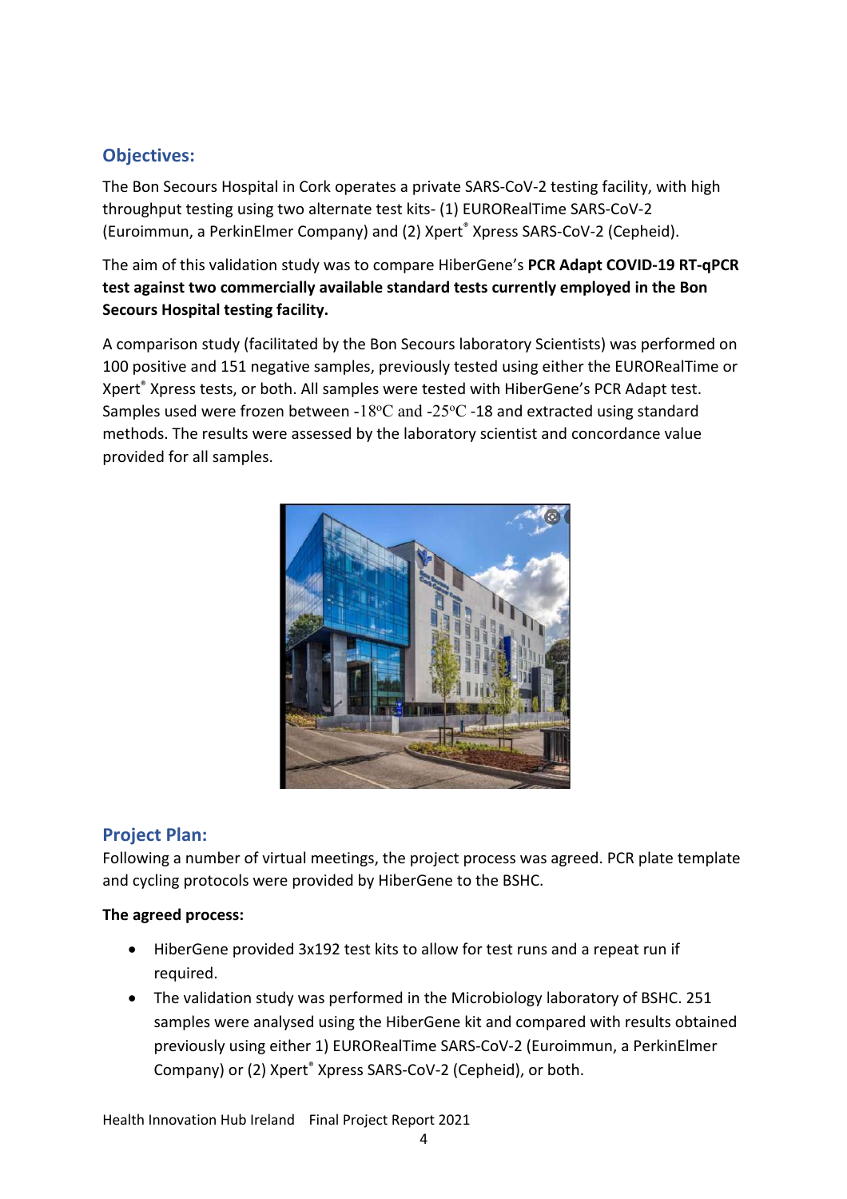## Objectives:

The Bon Secours Hospital in Cork operates a private SARS-CoV-2 testing facility, with high throughput testing using two alternate test kits- (1) EURORealTime SARS-CoV-2 (Euroimmun, a PerkinElmer Company) and (2) Xpert® Xpress SARS-CoV-2 (Cepheid).

The aim of this validation study was to compare HiberGene's **PCR Adapt COVID-19 RT-qPCR test against two commercially available standard tests currently employed in the Bon Secours Hospital testing facility.**

A comparison study (facilitated by the Bon Secours laboratory Scientists) was performed on 100 positive and 151 negative samples, previously tested using either the EURORealTime or Xpert® Xpress tests, or both. All samples were tested with HiberGene's PCR Adapt test. Samples used were frozen between -18ºC and -25ºC -18 and extracted using standard methods. The results were assessed by the laboratory scientist and concordance value provided for all samples.

## Project Plan:

Following a number of virtual meetings, the project process was agreed. PCR plate template and cycling protocols were provided by HiberGene to the BSHC.

**The agreed process:**

- HiberGene provided 3x192 test kits to allow for test runs and a repeat run if required.
- The validation study was performed in the Microbiology laboratory of BSHC. 251 samples were analysed using the HiberGene kit and compared with results obtained previously using either 1) EURORealTime SARS-CoV-2 (Euroimmun, a PerkinElmer Company) or (2) Xpert® Xpress SARS-CoV-2 (Cepheid), or both.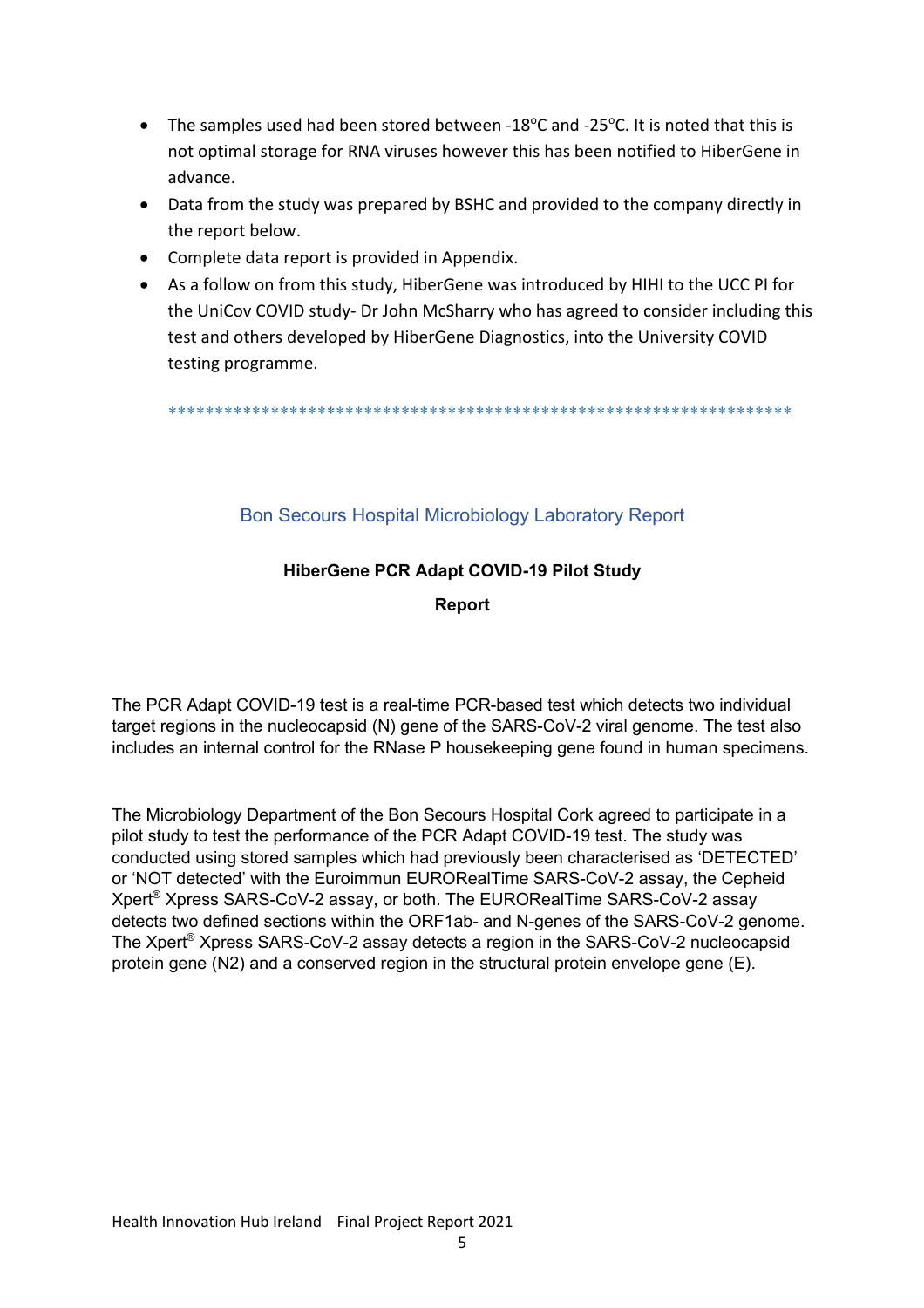- The samples used had been stored between -18°C and -25°C. It is noted that this is not optimal storage for RNA viruses however this has been notified to HiberGene in advance.
- Data from the study was prepared by BSHC and provided to the company directly in the report below.
- Complete data report is provided in Appendix.
- As a follow on from this study, HiberGene was introduced by HIHI to the UCC PI for the UniCov COVID study- Dr John McSharry who has agreed to consider including this test and others developed by HiberGene Diagnostics, into the University COVID testing programme.

*******************************************************************

## Bon Secours Hospital Microbiology Laboratory Report

**HiberGene PCR Adapt COVID-19 Pilot Study**

**Report**

The PCR Adapt COVID-19 test is a real-time PCR-based test which detects two individual target regions in the nucleocapsid (N) gene of the SARS-CoV-2 viral genome. The test also includes an internal control for the RNase P housekeeping gene found in human specimens.

The Microbiology Department of the Bon Secours Hospital Cork agreed to participate in a pilot study to test the performance of the PCR Adapt COVID-19 test. The study was conducted using stored samples which had previously been characterised as 'DETECTED' or 'NOT detected' with the Euroimmun EURORealTime SARS-CoV-2 assay, the Cepheid Xpert® Xpress SARS-CoV-2 assay, or both. The EURORealTime SARS-CoV-2 assay detects two defined sections within the ORF1ab- and N-genes of the SARS-CoV-2 genome. The Xpert® Xpress SARS-CoV-2 assay detects a region in the SARS-CoV-2 nucleocapsid protein gene (N2) and a conserved region in the structural protein envelope gene (E).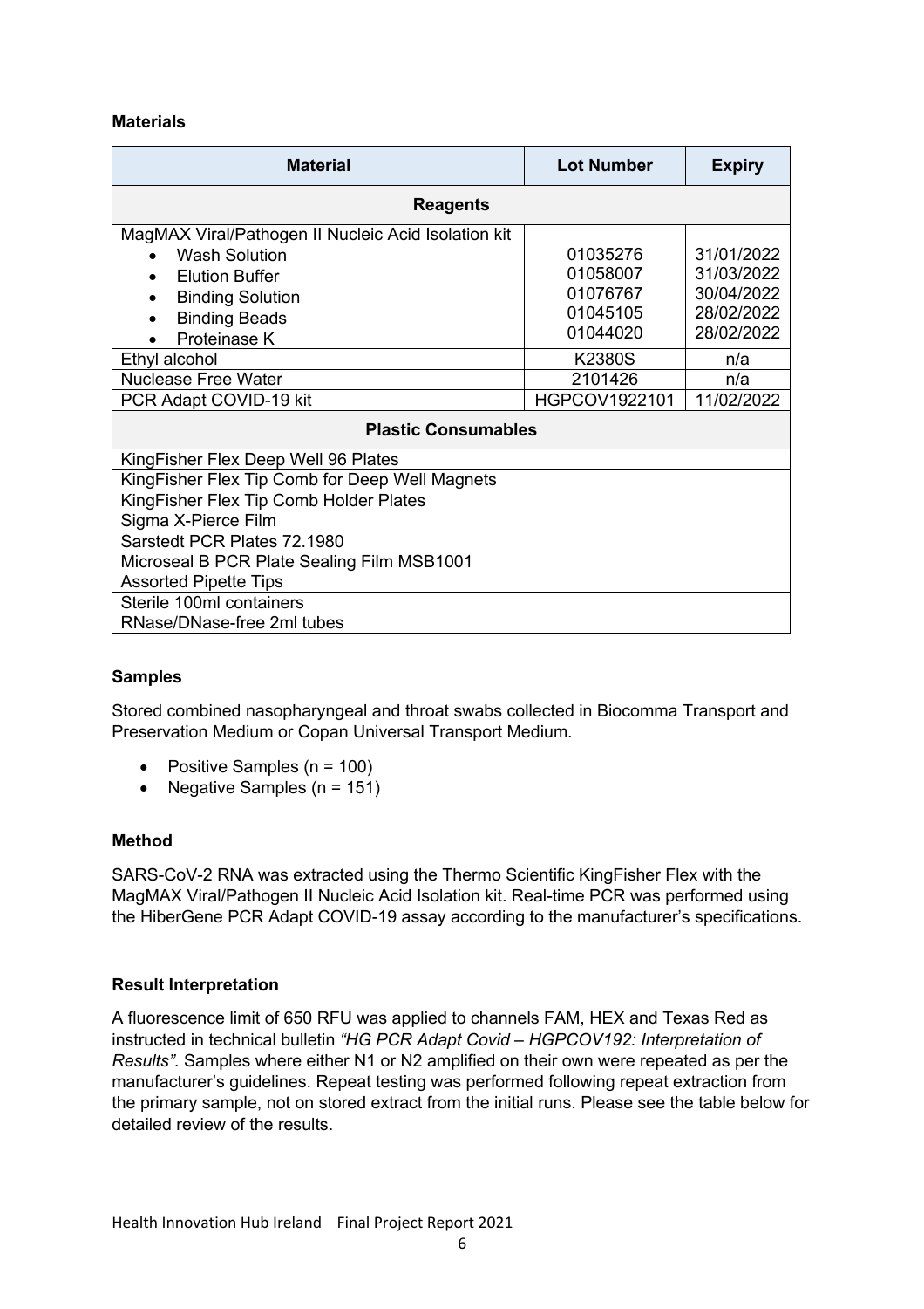**Materials**

| Material | Lot Number | Expiry |
|---|---|---|
| **Reagents** | | |
| MagMAX Viral/Pathogen II Nucleic Acid Isolation kit<br>• Wash Solution<br>• Elution Buffer<br>• Binding Solution<br>• Binding Beads<br>• Proteinase K | <br>01035276<br>01058007<br>01076767<br>01045105<br>01044020 | <br>31/01/2022<br>31/03/2022<br>30/04/2022<br>28/02/2022<br>28/02/2022 |
| Ethyl alcohol | K2380S | n/a |
| Nuclease Free Water | 2101426 | n/a |
| PCR Adapt COVID-19 kit | HGPCOV1922101 | 11/02/2022 |
| **Plastic Consumables** | | |
| KingFisher Flex Deep Well 96 Plates | | |
| KingFisher Flex Tip Comb for Deep Well Magnets | | |
| KingFisher Flex Tip Comb Holder Plates | | |
| Sigma X-Pierce Film | | |
| Sarstedt PCR Plates 72.1980 | | |
| Microseal B PCR Plate Sealing Film MSB1001 | | |
| Assorted Pipette Tips | | |
| Sterile 100ml containers | | |
| RNase/DNase-free 2ml tubes | | |

**Samples**

Stored combined nasopharyngeal and throat swabs collected in Biocomma Transport and Preservation Medium or Copan Universal Transport Medium.

- Positive Samples (n = 100)
- Negative Samples (n = 151)

**Method**

SARS-CoV-2 RNA was extracted using the Thermo Scientific KingFisher Flex with the MagMAX Viral/Pathogen II Nucleic Acid Isolation kit. Real-time PCR was performed using the HiberGene PCR Adapt COVID-19 assay according to the manufacturer's specifications.

**Result Interpretation**

A fluorescence limit of 650 RFU was applied to channels FAM, HEX and Texas Red as instructed in technical bulletin *"HG PCR Adapt Covid – HGPCOV192: Interpretation of Results"*. Samples where either N1 or N2 amplified on their own were repeated as per the manufacturer's guidelines. Repeat testing was performed following repeat extraction from the primary sample, not on stored extract from the initial runs. Please see the table below for detailed review of the results.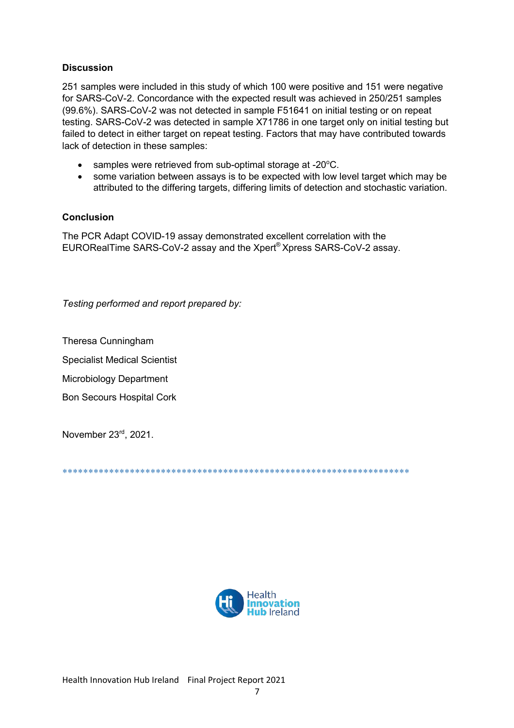**Discussion**

251 samples were included in this study of which 100 were positive and 151 were negative for SARS-CoV-2. Concordance with the expected result was achieved in 250/251 samples (99.6%). SARS-CoV-2 was not detected in sample F51641 on initial testing or on repeat testing. SARS-CoV-2 was detected in sample X71786 in one target only on initial testing but failed to detect in either target on repeat testing. Factors that may have contributed towards lack of detection in these samples:

- samples were retrieved from sub-optimal storage at -20°C.
- some variation between assays is to be expected with low level target which may be attributed to the differing targets, differing limits of detection and stochastic variation.

**Conclusion**

The PCR Adapt COVID-19 assay demonstrated excellent correlation with the EURORealTime SARS-CoV-2 assay and the Xpert® Xpress SARS-CoV-2 assay.

*Testing performed and report prepared by:*

Theresa Cunningham

Specialist Medical Scientist

Microbiology Department

Bon Secours Hospital Cork

November 23rd, 2021.

*********************************************************************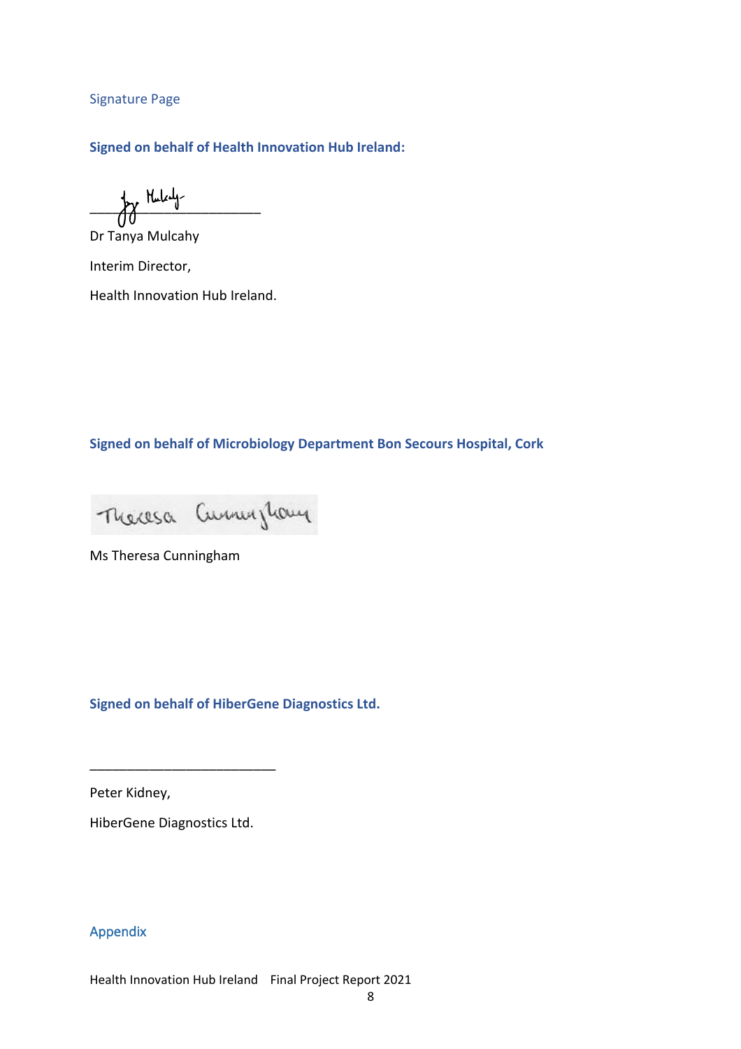## Signature Page

**Signed on behalf of Health Innovation Hub Ireland:**

\_\_\_\_\_\_\_\_\_\_\_\_\_\_\_\_\_\_\_\_\_\_\_\_\_\_

Dr Tanya Mulcahy

Interim Director,

Health Innovation Hub Ireland.

**Signed on behalf of Microbiology Department Bon Secours Hospital, Cork**

Ms Theresa Cunningham

**Signed on behalf of HiberGene Diagnostics Ltd.**

\_\_\_\_\_\_\_\_\_\_\_\_\_\_\_\_\_\_\_\_\_\_\_\_\_\_

Peter Kidney,

HiberGene Diagnostics Ltd.

## Appendix